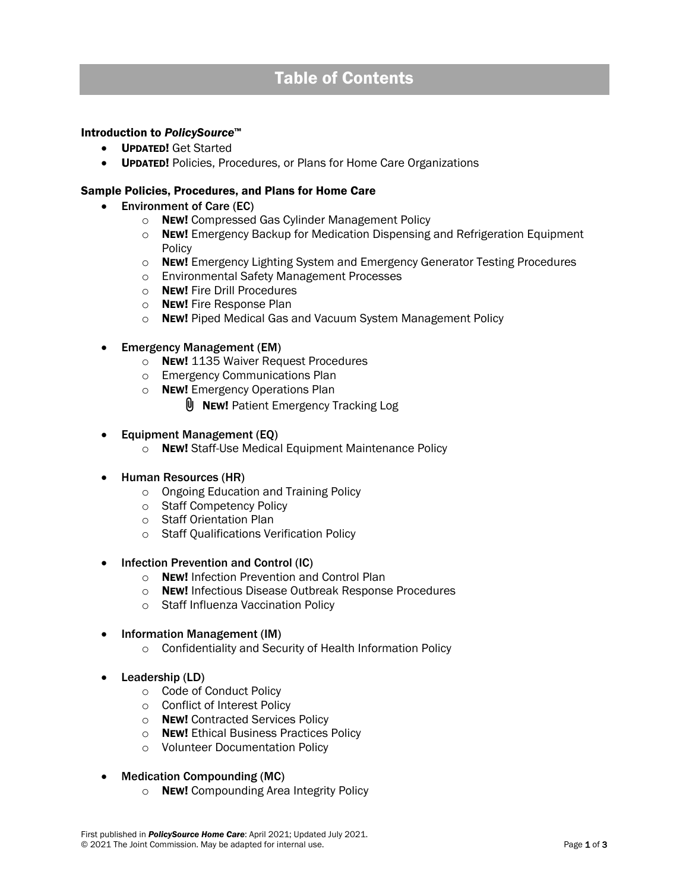# Table of Contents

**Introduction to *PolicySource*™**

- **UPDATED!** Get Started
- **UPDATED!** Policies, Procedures, or Plans for Home Care Organizations

**Sample Policies, Procedures, and Plans for Home Care**

- Environment of Care (EC)
    - **NEW!** Compressed Gas Cylinder Management Policy
    - **NEW!** Emergency Backup for Medication Dispensing and Refrigeration Equipment Policy
    - **NEW!** Emergency Lighting System and Emergency Generator Testing Procedures
    - Environmental Safety Management Processes
    - **NEW!** Fire Drill Procedures
    - **NEW!** Fire Response Plan
    - **NEW!** Piped Medical Gas and Vacuum System Management Policy

- Emergency Management (EM)
    - **NEW!** 1135 Waiver Request Procedures
    - Emergency Communications Plan
    - **NEW!** Emergency Operations Plan
        - **NEW!** Patient Emergency Tracking Log

- Equipment Management (EQ)
    - **NEW!** Staff-Use Medical Equipment Maintenance Policy

- Human Resources (HR)
    - Ongoing Education and Training Policy
    - Staff Competency Policy
    - Staff Orientation Plan
    - Staff Qualifications Verification Policy

- Infection Prevention and Control (IC)
    - **NEW!** Infection Prevention and Control Plan
    - **NEW!** Infectious Disease Outbreak Response Procedures
    - Staff Influenza Vaccination Policy

- Information Management (IM)
    - Confidentiality and Security of Health Information Policy

- Leadership (LD)
    - Code of Conduct Policy
    - Conflict of Interest Policy
    - **NEW!** Contracted Services Policy
    - **NEW!** Ethical Business Practices Policy
    - Volunteer Documentation Policy

- Medication Compounding (MC)
    - **NEW!** Compounding Area Integrity Policy

First published in ***PolicySource Home Care***: April 2021; Updated July 2021.
© 2021 The Joint Commission. May be adapted for internal use.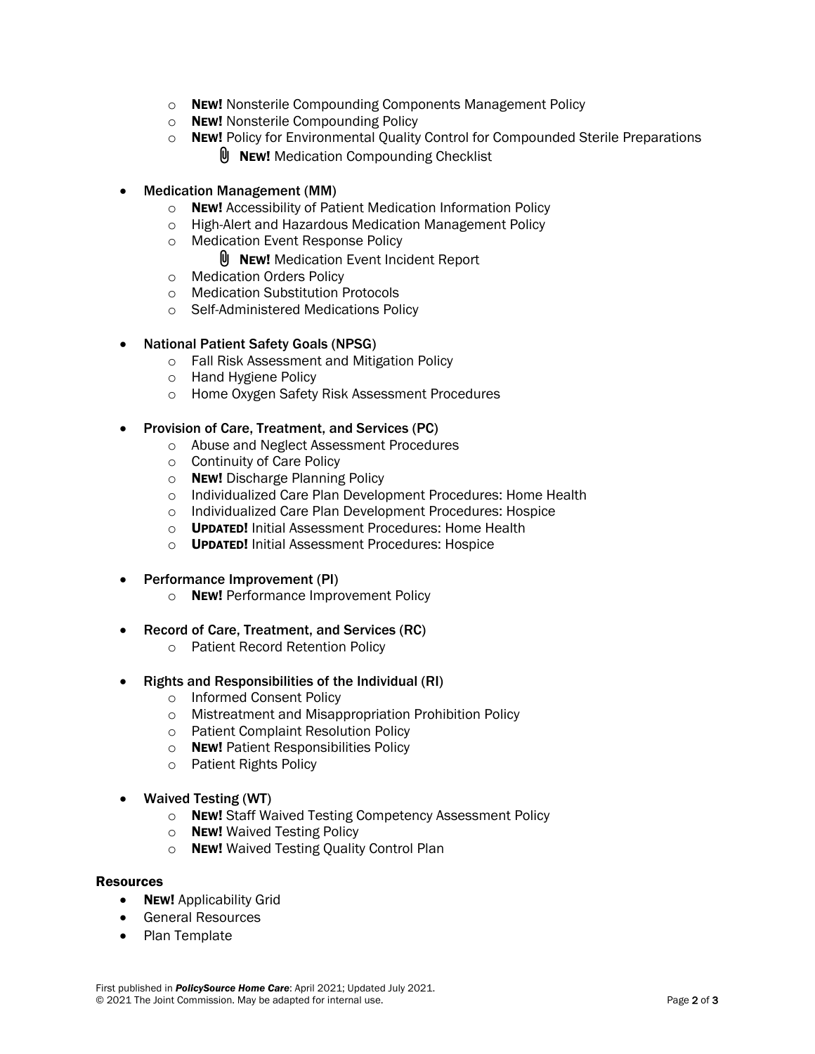- **NEW!** Nonsterile Compounding Components Management Policy
- **NEW!** Nonsterile Compounding Policy
- **NEW!** Policy for Environmental Quality Control for Compounded Sterile Preparations
  - **NEW!** Medication Compounding Checklist

- Medication Management (MM)
  - **NEW!** Accessibility of Patient Medication Information Policy
  - High-Alert and Hazardous Medication Management Policy
  - Medication Event Response Policy
    - **NEW!** Medication Event Incident Report
  - Medication Orders Policy
  - Medication Substitution Protocols
  - Self-Administered Medications Policy

- National Patient Safety Goals (NPSG)
  - Fall Risk Assessment and Mitigation Policy
  - Hand Hygiene Policy
  - Home Oxygen Safety Risk Assessment Procedures

- Provision of Care, Treatment, and Services (PC)
  - Abuse and Neglect Assessment Procedures
  - Continuity of Care Policy
  - **NEW!** Discharge Planning Policy
  - Individualized Care Plan Development Procedures: Home Health
  - Individualized Care Plan Development Procedures: Hospice
  - **UPDATED!** Initial Assessment Procedures: Home Health
  - **UPDATED!** Initial Assessment Procedures: Hospice

- Performance Improvement (PI)
  - **NEW!** Performance Improvement Policy

- Record of Care, Treatment, and Services (RC)
  - Patient Record Retention Policy

- Rights and Responsibilities of the Individual (RI)
  - Informed Consent Policy
  - Mistreatment and Misappropriation Prohibition Policy
  - Patient Complaint Resolution Policy
  - **NEW!** Patient Responsibilities Policy
  - Patient Rights Policy

- Waived Testing (WT)
  - **NEW!** Staff Waived Testing Competency Assessment Policy
  - **NEW!** Waived Testing Policy
  - **NEW!** Waived Testing Quality Control Plan

**Resources**

- **NEW!** Applicability Grid
- General Resources
- Plan Template

First published in ***PolicySource Home Care***: April 2021; Updated July 2021.
© 2021 The Joint Commission. May be adapted for internal use.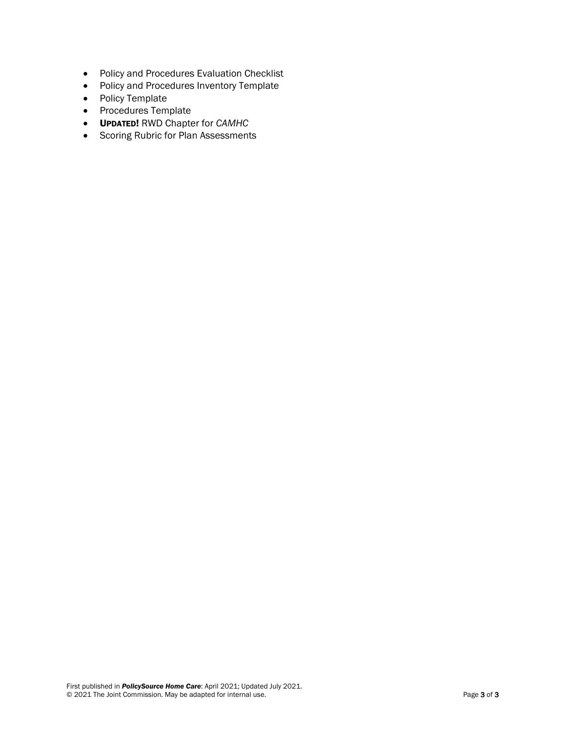- Policy and Procedures Evaluation Checklist
- Policy and Procedures Inventory Template
- Policy Template
- Procedures Template
- **UPDATED!** RWD Chapter for *CAMHC*
- Scoring Rubric for Plan Assessments